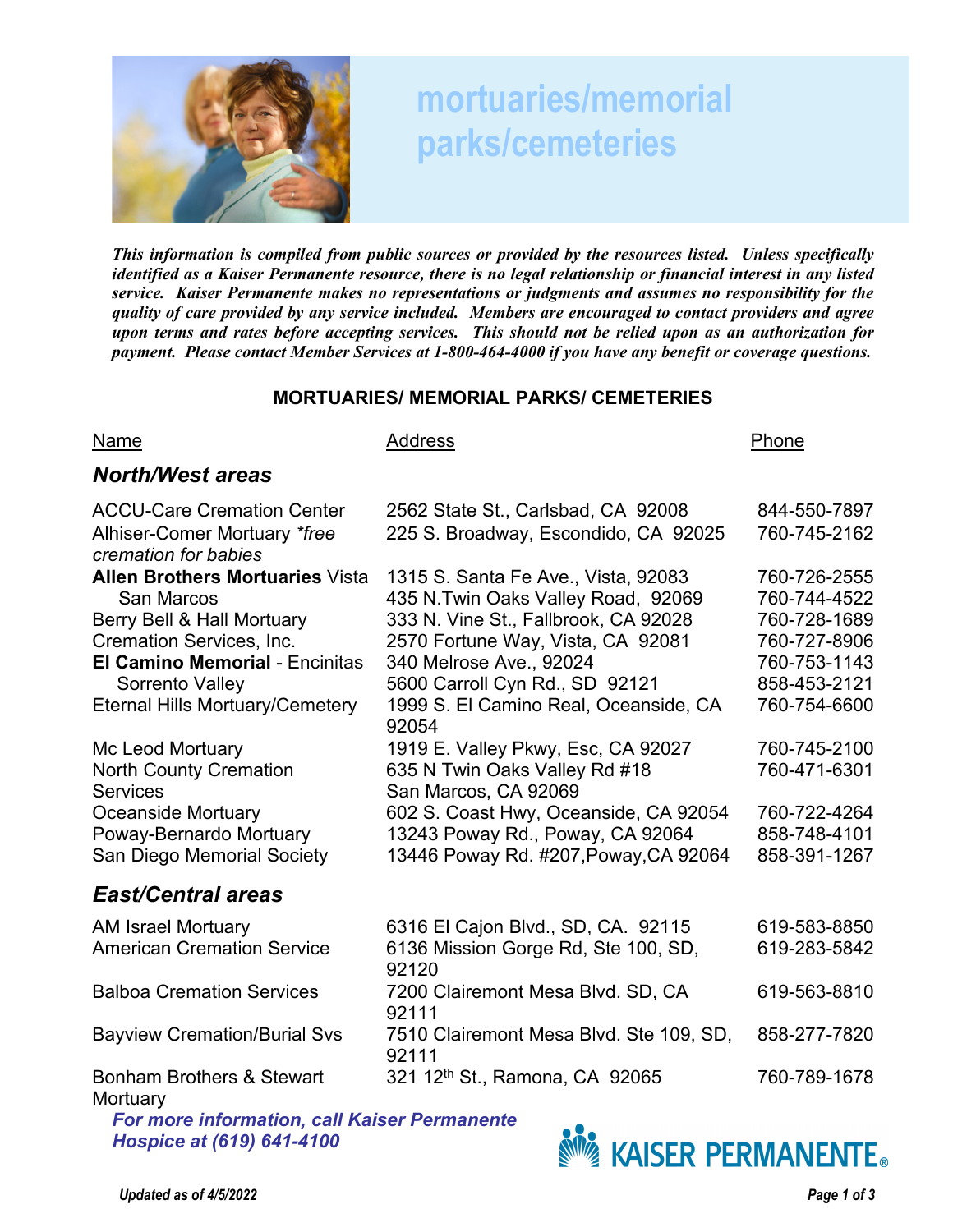# mortuaries/memorial parks/cemeteries

***This information is compiled from public sources or provided by the resources listed. Unless specifically identified as a Kaiser Permanente resource, there is no legal relationship or financial interest in any listed service. Kaiser Permanente makes no representations or judgments and assumes no responsibility for the quality of care provided by any service included. Members are encouraged to contact providers and agree upon terms and rates before accepting services. This should not be relied upon as an authorization for payment. Please contact Member Services at 1-800-464-4000 if you have any benefit or coverage questions.***

## MORTUARIES/ MEMORIAL PARKS/ CEMETERIES

| Name | Address | Phone |
|---|---|---|
| ***North/West areas*** | | |
| ACCU-Care Cremation Center | 2562 State St., Carlsbad, CA 92008 | 844-550-7897 |
| Alhiser-Comer Mortuary *\*free cremation for babies* | 225 S. Broadway, Escondido, CA 92025 | 760-745-2162 |
| **Allen Brothers Mortuaries** Vista | 1315 S. Santa Fe Ave., Vista, 92083 | 760-726-2555 |
| San Marcos | 435 N.Twin Oaks Valley Road, 92069 | 760-744-4522 |
| Berry Bell & Hall Mortuary | 333 N. Vine St., Fallbrook, CA 92028 | 760-728-1689 |
| Cremation Services, Inc. | 2570 Fortune Way, Vista, CA 92081 | 760-727-8906 |
| **El Camino Memorial** - Encinitas | 340 Melrose Ave., 92024 | 760-753-1143 |
| Sorrento Valley | 5600 Carroll Cyn Rd., SD 92121 | 858-453-2121 |
| Eternal Hills Mortuary/Cemetery | 1999 S. El Camino Real, Oceanside, CA 92054 | 760-754-6600 |
| Mc Leod Mortuary | 1919 E. Valley Pkwy, Esc, CA 92027 | 760-745-2100 |
| North County Cremation Services | 635 N Twin Oaks Valley Rd #18 San Marcos, CA 92069 | 760-471-6301 |
| Oceanside Mortuary | 602 S. Coast Hwy, Oceanside, CA 92054 | 760-722-4264 |
| Poway-Bernardo Mortuary | 13243 Poway Rd., Poway, CA 92064 | 858-748-4101 |
| San Diego Memorial Society | 13446 Poway Rd. #207,Poway,CA 92064 | 858-391-1267 |
| ***East/Central areas*** | | |
| AM Israel Mortuary | 6316 El Cajon Blvd., SD, CA. 92115 | 619-583-8850 |
| American Cremation Service | 6136 Mission Gorge Rd, Ste 100, SD, 92120 | 619-283-5842 |
| Balboa Cremation Services | 7200 Clairemont Mesa Blvd. SD, CA 92111 | 619-563-8810 |
| Bayview Cremation/Burial Svs | 7510 Clairemont Mesa Blvd. Ste 109, SD, 92111 | 858-277-7820 |
| Bonham Brothers & Stewart Mortuary | 321 12th St., Ramona, CA 92065 | 760-789-1678 |

***For more information, call Kaiser Permanente Hospice at (619) 641-4100***

KAISER PERMANENTE®

***Updated as of 4/5/2022***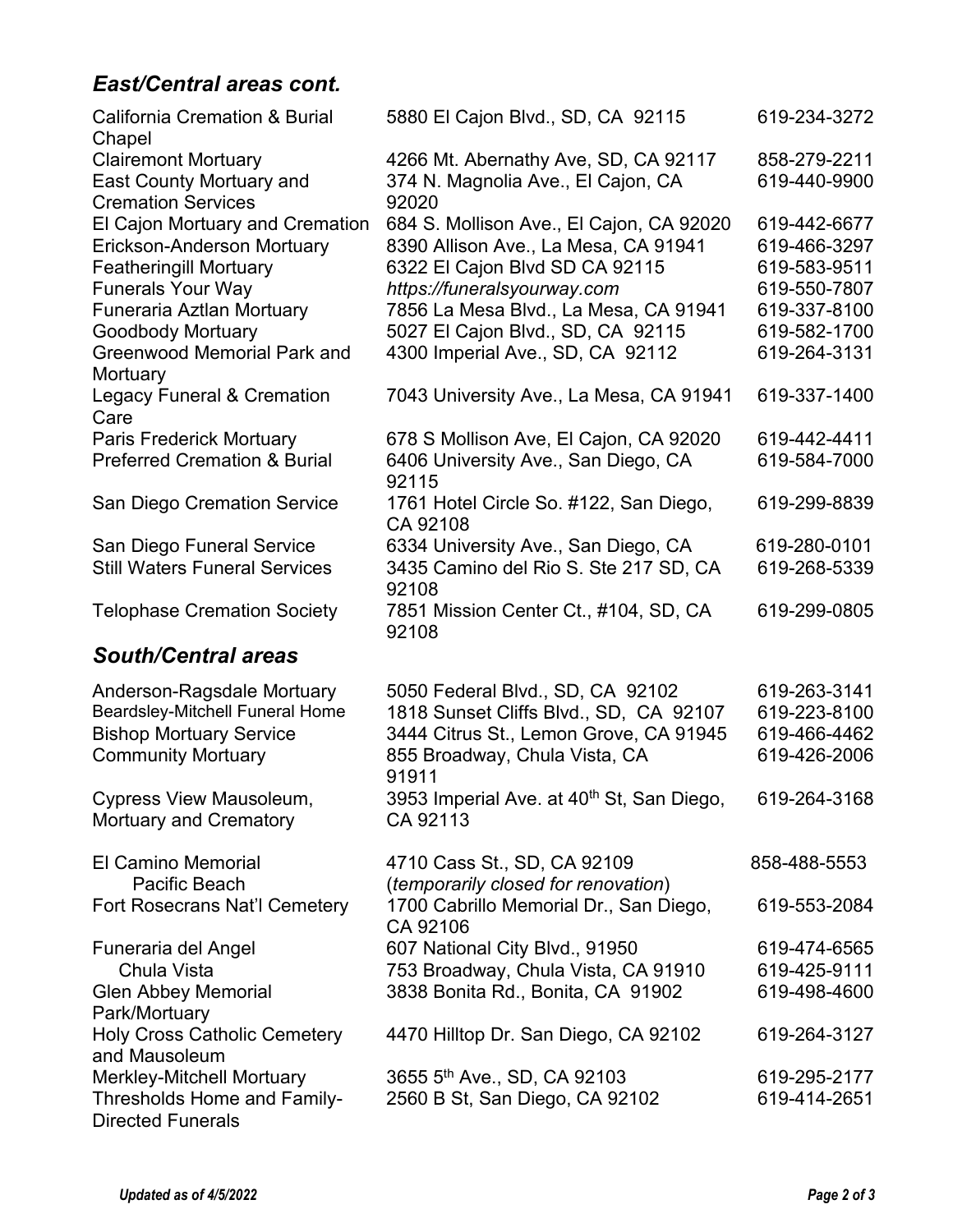## *East/Central areas cont.*

| | | |
|---|---|---|
| California Cremation & Burial Chapel | 5880 El Cajon Blvd., SD, CA 92115 | 619-234-3272 |
| Clairemont Mortuary | 4266 Mt. Abernathy Ave, SD, CA 92117 | 858-279-2211 |
| East County Mortuary and Cremation Services | 374 N. Magnolia Ave., El Cajon, CA 92020 | 619-440-9900 |
| El Cajon Mortuary and Cremation | 684 S. Mollison Ave., El Cajon, CA 92020 | 619-442-6677 |
| Erickson-Anderson Mortuary | 8390 Allison Ave., La Mesa, CA 91941 | 619-466-3297 |
| Featheringill Mortuary | 6322 El Cajon Blvd SD CA 92115 | 619-583-9511 |
| Funerals Your Way | *https://funeralsyourway.com* | 619-550-7807 |
| Funeraria Aztlan Mortuary | 7856 La Mesa Blvd., La Mesa, CA 91941 | 619-337-8100 |
| Goodbody Mortuary | 5027 El Cajon Blvd., SD, CA 92115 | 619-582-1700 |
| Greenwood Memorial Park and Mortuary | 4300 Imperial Ave., SD, CA 92112 | 619-264-3131 |
| Legacy Funeral & Cremation Care | 7043 University Ave., La Mesa, CA 91941 | 619-337-1400 |
| Paris Frederick Mortuary | 678 S Mollison Ave, El Cajon, CA 92020 | 619-442-4411 |
| Preferred Cremation & Burial | 6406 University Ave., San Diego, CA 92115 | 619-584-7000 |
| San Diego Cremation Service | 1761 Hotel Circle So. #122, San Diego, CA 92108 | 619-299-8839 |
| San Diego Funeral Service | 6334 University Ave., San Diego, CA | 619-280-0101 |
| Still Waters Funeral Services | 3435 Camino del Rio S. Ste 217 SD, CA 92108 | 619-268-5339 |
| Telophase Cremation Society | 7851 Mission Center Ct., #104, SD, CA 92108 | 619-299-0805 |

## *South/Central areas*

| | | |
|---|---|---|
| Anderson-Ragsdale Mortuary | 5050 Federal Blvd., SD, CA 92102 | 619-263-3141 |
| Beardsley-Mitchell Funeral Home | 1818 Sunset Cliffs Blvd., SD, CA 92107 | 619-223-8100 |
| Bishop Mortuary Service | 3444 Citrus St., Lemon Grove, CA 91945 | 619-466-4462 |
| Community Mortuary | 855 Broadway, Chula Vista, CA 91911 | 619-426-2006 |
| Cypress View Mausoleum, Mortuary and Crematory | 3953 Imperial Ave. at 40th St, San Diego, CA 92113 | 619-264-3168 |
| El Camino Memorial<br>Pacific Beach | 4710 Cass St., SD, CA 92109<br>(*temporarily closed for renovation*) | 858-488-5553 |
| Fort Rosecrans Nat'l Cemetery | 1700 Cabrillo Memorial Dr., San Diego, CA 92106 | 619-553-2084 |
| Funeraria del Angel | 607 National City Blvd., 91950 | 619-474-6565 |
| Chula Vista | 753 Broadway, Chula Vista, CA 91910 | 619-425-9111 |
| Glen Abbey Memorial Park/Mortuary | 3838 Bonita Rd., Bonita, CA 91902 | 619-498-4600 |
| Holy Cross Catholic Cemetery and Mausoleum | 4470 Hilltop Dr. San Diego, CA 92102 | 619-264-3127 |
| Merkley-Mitchell Mortuary | 3655 5th Ave., SD, CA 92103 | 619-295-2177 |
| Thresholds Home and Family-Directed Funerals | 2560 B St, San Diego, CA 92102 | 619-414-2651 |

*Updated as of 4/5/2022*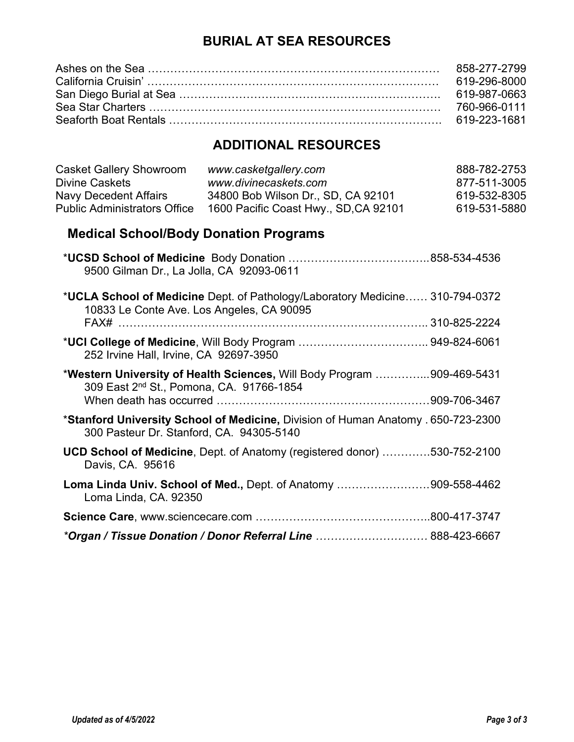## BURIAL AT SEA RESOURCES

| | |
|---|---|
| Ashes on the Sea | 858-277-2799 |
| California Cruisin' | 619-296-8000 |
| San Diego Burial at Sea | 619-987-0663 |
| Sea Star Charters | 760-966-0111 |
| Seaforth Boat Rentals | 619-223-1681 |

## ADDITIONAL RESOURCES

| | | |
|---|---|---|
| Casket Gallery Showroom | *www.casketgallery.com* | 888-782-2753 |
| Divine Caskets | *www.divinecaskets.com* | 877-511-3005 |
| Navy Decedent Affairs | 34800 Bob Wilson Dr., SD, CA 92101 | 619-532-8305 |
| Public Administrators Office | 1600 Pacific Coast Hwy., SD,CA 92101 | 619-531-5880 |

### Medical School/Body Donation Programs

*__UCSD School of Medicine__ Body Donation ………………………………..858-534-4536
9500 Gilman Dr., La Jolla, CA 92093-0611

*__UCLA School of Medicine__ Dept. of Pathology/Laboratory Medicine…… 310-794-0372
10833 Le Conte Ave. Los Angeles, CA 90095
FAX# ………………………………………………………………….. 310-825-2224

*__UCI College of Medicine__, Will Body Program …………………………….. 949-824-6061
252 Irvine Hall, Irvine, CA 92697-3950

*__Western University of Health Sciences,__ Will Body Program …………...909-469-5431
309 East 2nd St., Pomona, CA. 91766-1854
When death has occurred …………………………………………………909-706-3467

*__Stanford University School of Medicine,__ Division of Human Anatomy . 650-723-2300
300 Pasteur Dr. Stanford, CA. 94305-5140

**UCD School of Medicine**, Dept. of Anatomy (registered donor) ………….530-752-2100
Davis, CA. 95616

**Loma Linda Univ. School of Med.,** Dept. of Anatomy ……………………909-558-4462
Loma Linda, CA. 92350

**Science Care**, www.sciencecare.com ………………………………………..800-417-3747

***Organ / Tissue Donation / Donor Referral Line*** ………………………… 888-423-6667

*Updated as of 4/5/2022*